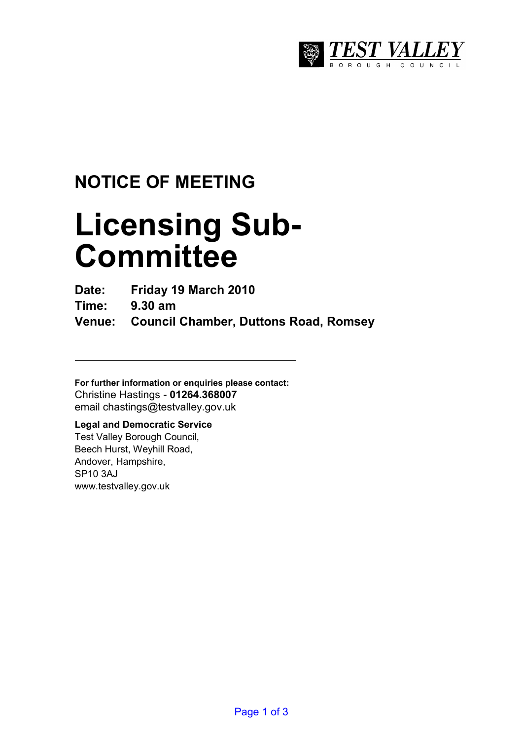TEST VALLEY
BOROUGH COUNCIL

## NOTICE OF MEETING

# Licensing Sub-Committee

**Date:** Friday 19 March 2010

**Time:** 9.30 am

**Venue:** Council Chamber, Duttons Road, Romsey

---

**For further information or enquiries please contact:**
Christine Hastings - **01264.368007**
email chastings@testvalley.gov.uk

**Legal and Democratic Service**
Test Valley Borough Council,
Beech Hurst, Weyhill Road,
Andover, Hampshire,
SP10 3AJ
www.testvalley.gov.uk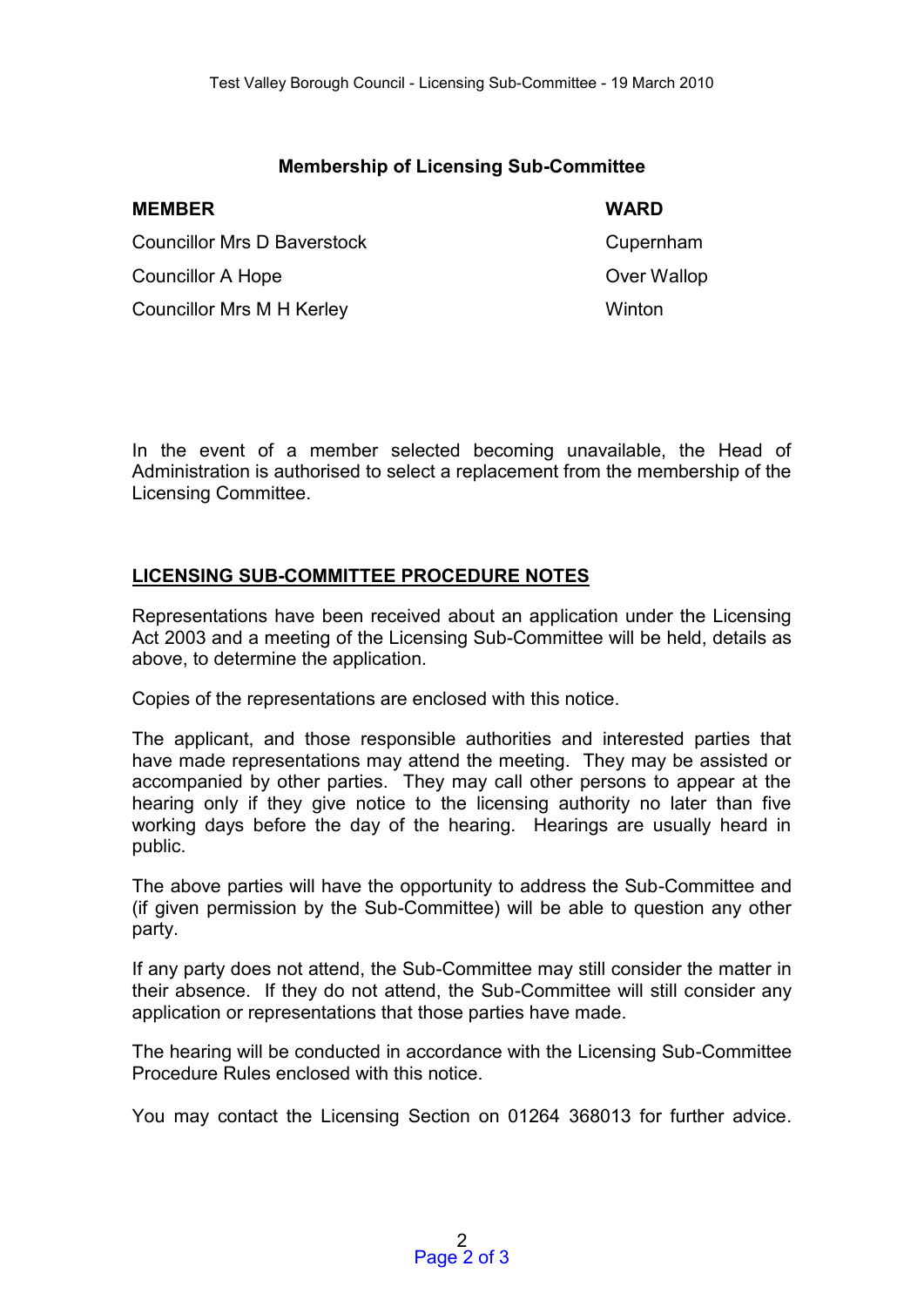## Membership of Licensing Sub-Committee

| MEMBER | WARD |
|---|---|
| Councillor Mrs D Baverstock | Cupernham |
| Councillor A Hope | Over Wallop |
| Councillor Mrs M H Kerley | Winton |

In the event of a member selected becoming unavailable, the Head of Administration is authorised to select a replacement from the membership of the Licensing Committee.

## LICENSING SUB-COMMITTEE PROCEDURE NOTES

Representations have been received about an application under the Licensing Act 2003 and a meeting of the Licensing Sub-Committee will be held, details as above, to determine the application.

Copies of the representations are enclosed with this notice.

The applicant, and those responsible authorities and interested parties that have made representations may attend the meeting. They may be assisted or accompanied by other parties. They may call other persons to appear at the hearing only if they give notice to the licensing authority no later than five working days before the day of the hearing. Hearings are usually heard in public.

The above parties will have the opportunity to address the Sub-Committee and (if given permission by the Sub-Committee) will be able to question any other party.

If any party does not attend, the Sub-Committee may still consider the matter in their absence. If they do not attend, the Sub-Committee will still consider any application or representations that those parties have made.

The hearing will be conducted in accordance with the Licensing Sub-Committee Procedure Rules enclosed with this notice.

You may contact the Licensing Section on 01264 368013 for further advice.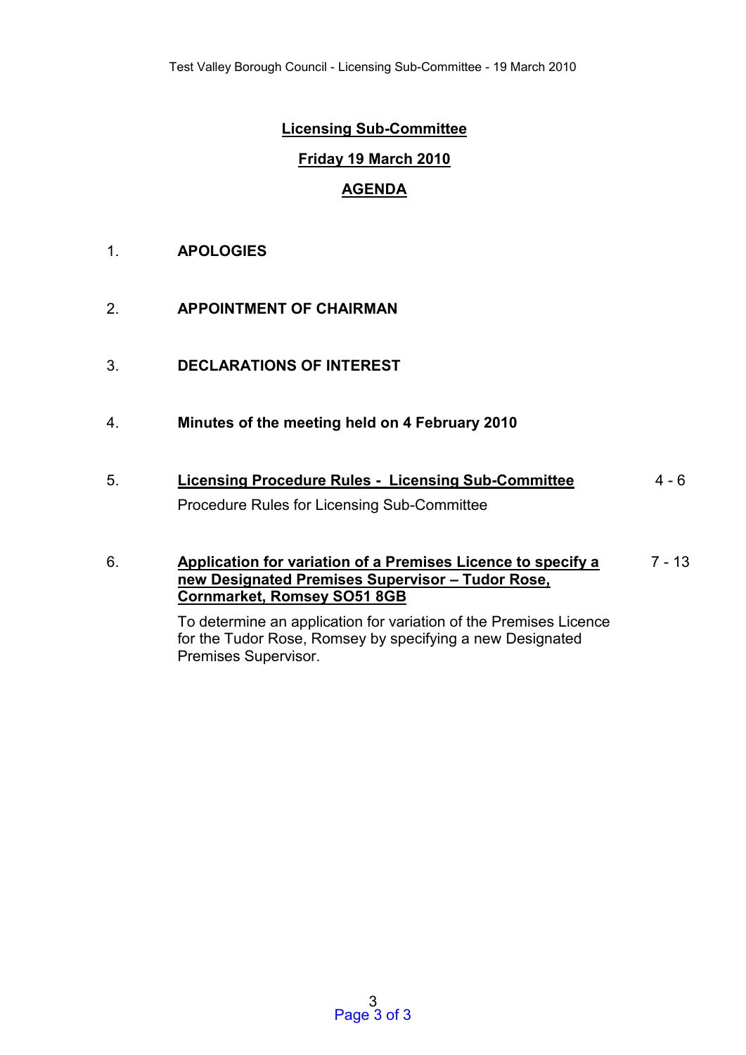**Licensing Sub-Committee**

**Friday 19 March 2010**

**AGENDA**

1. **APOLOGIES**

2. **APPOINTMENT OF CHAIRMAN**

3. **DECLARATIONS OF INTEREST**

4. **Minutes of the meeting held on 4 February 2010**

5. **Licensing Procedure Rules - Licensing Sub-Committee** 4 - 6

   Procedure Rules for Licensing Sub-Committee

6. **Application for variation of a Premises Licence to specify a new Designated Premises Supervisor – Tudor Rose, Cornmarket, Romsey SO51 8GB** 7 - 13

   To determine an application for variation of the Premises Licence for the Tudor Rose, Romsey by specifying a new Designated Premises Supervisor.